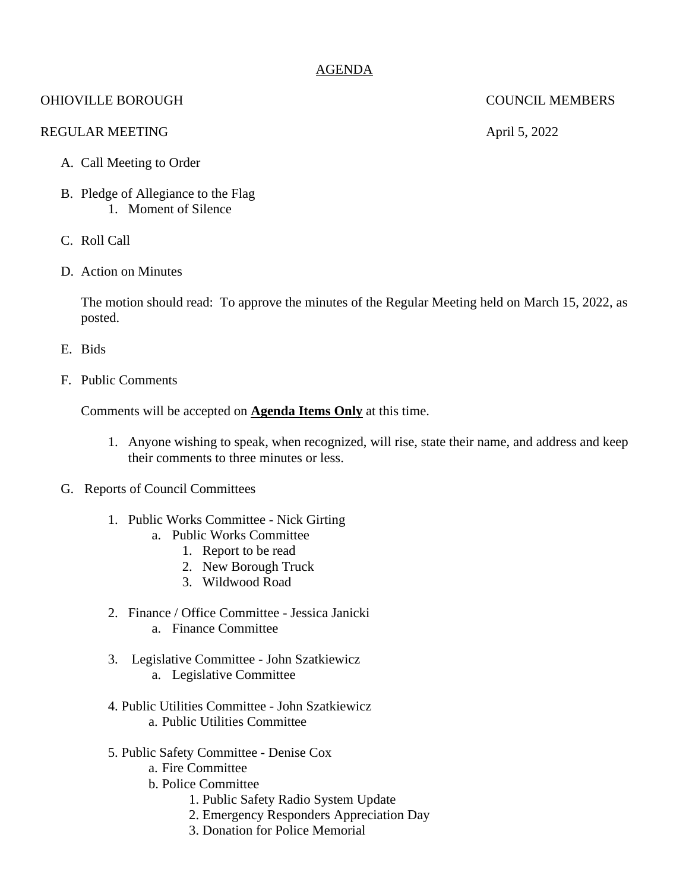# AGENDA

OHIOVILLE BOROUGH COUNCIL MEMBERS

REGULAR MEETING April 5, 2022

A. Call Meeting to Order

B. Pledge of Allegiance to the Flag
   1. Moment of Silence

C. Roll Call

D. Action on Minutes

   The motion should read: To approve the minutes of the Regular Meeting held on March 15, 2022, as posted.

E. Bids

F. Public Comments

   Comments will be accepted on **Agenda Items Only** at this time.

   1. Anyone wishing to speak, when recognized, will rise, state their name, and address and keep their comments to three minutes or less.

G. Reports of Council Committees

   1. Public Works Committee - Nick Girting
      a. Public Works Committee
         1. Report to be read
         2. New Borough Truck
         3. Wildwood Road

   2. Finance / Office Committee - Jessica Janicki
      a. Finance Committee

   3. Legislative Committee - John Szatkiewicz
      a. Legislative Committee

   4. Public Utilities Committee - John Szatkiewicz
      a. Public Utilities Committee

   5. Public Safety Committee - Denise Cox
      a. Fire Committee
      b. Police Committee
         1. Public Safety Radio System Update
         2. Emergency Responders Appreciation Day
         3. Donation for Police Memorial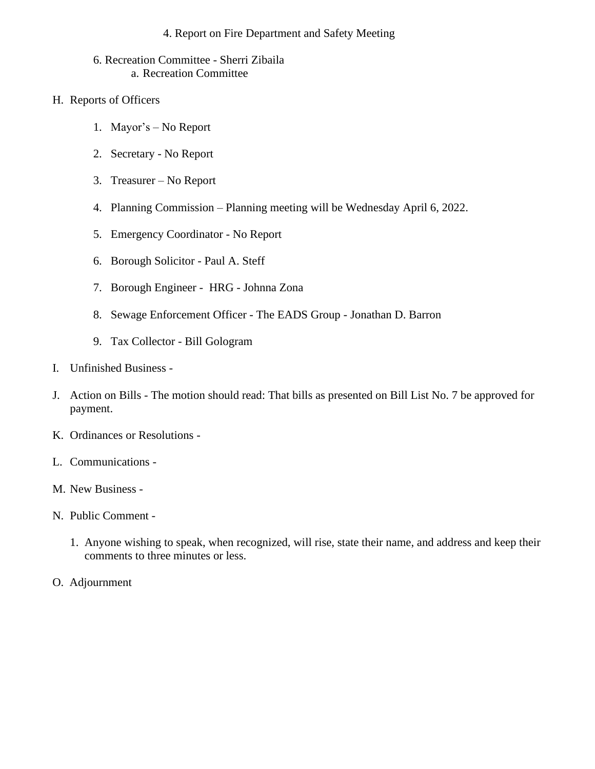4. Report on Fire Department and Safety Meeting

6. Recreation Committee - Sherri Zibaila
    a. Recreation Committee

H. Reports of Officers

1. Mayor's – No Report
2. Secretary - No Report
3. Treasurer – No Report
4. Planning Commission – Planning meeting will be Wednesday April 6, 2022.
5. Emergency Coordinator - No Report
6. Borough Solicitor - Paul A. Steff
7. Borough Engineer - HRG - Johnna Zona
8. Sewage Enforcement Officer - The EADS Group - Jonathan D. Barron
9. Tax Collector - Bill Gologram

I. Unfinished Business -

J. Action on Bills - The motion should read: That bills as presented on Bill List No. 7 be approved for payment.

K. Ordinances or Resolutions -

L. Communications -

M. New Business -

N. Public Comment -

1. Anyone wishing to speak, when recognized, will rise, state their name, and address and keep their comments to three minutes or less.

O. Adjournment